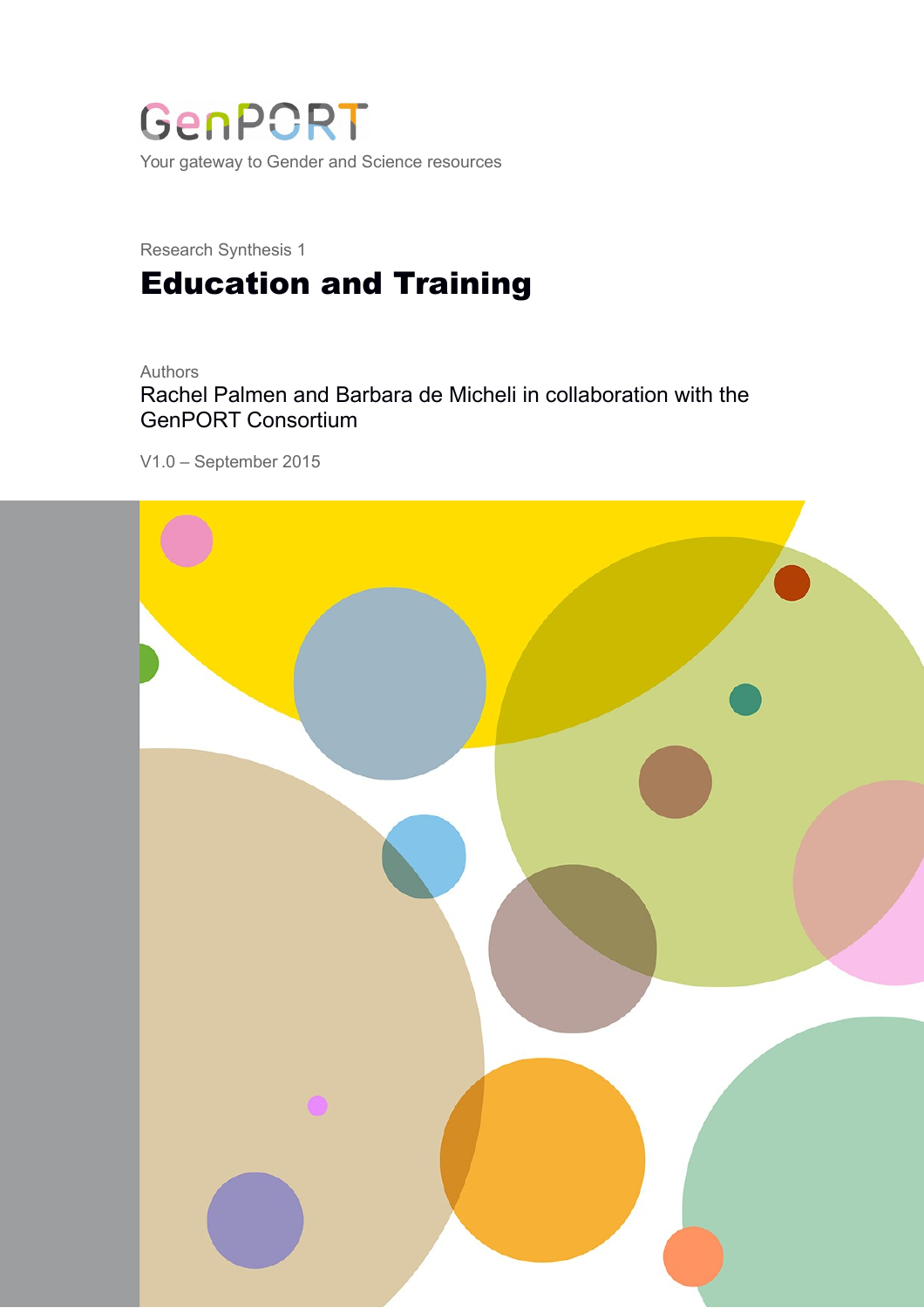GenPORT

Your gateway to Gender and Science resources

Research Synthesis 1

# Education and Training

Authors

Rachel Palmen and Barbara de Micheli in collaboration with the GenPORT Consortium

V1.0 – September 2015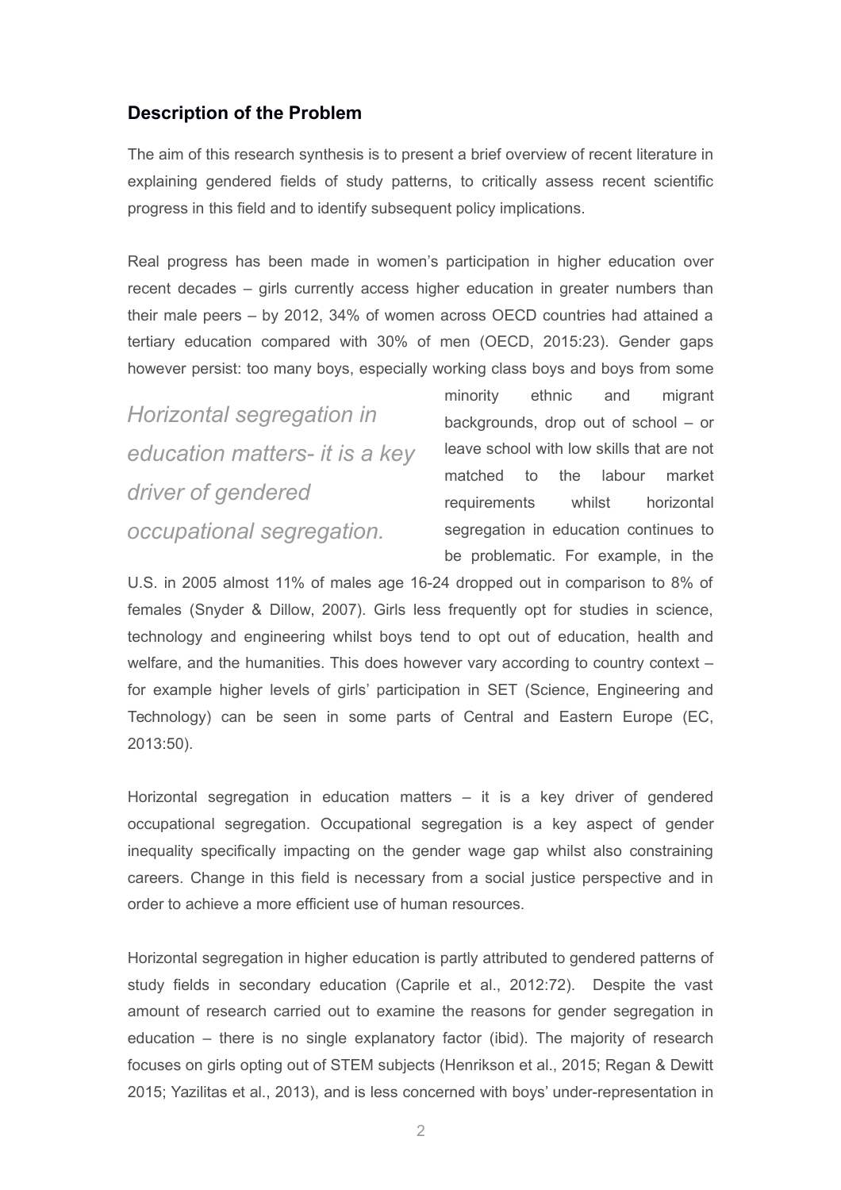## Description of the Problem

The aim of this research synthesis is to present a brief overview of recent literature in explaining gendered fields of study patterns, to critically assess recent scientific progress in this field and to identify subsequent policy implications.

Real progress has been made in women's participation in higher education over recent decades – girls currently access higher education in greater numbers than their male peers – by 2012, 34% of women across OECD countries had attained a tertiary education compared with 30% of men (OECD, 2015:23). Gender gaps however persist: too many boys, especially working class boys and boys from some minority ethnic and migrant backgrounds, drop out of school – or leave school with low skills that are not matched to the labour market requirements whilst horizontal segregation in education continues to be problematic. For example, in the U.S. in 2005 almost 11% of males age 16-24 dropped out in comparison to 8% of females (Snyder & Dillow, 2007). Girls less frequently opt for studies in science, technology and engineering whilst boys tend to opt out of education, health and welfare, and the humanities. This does however vary according to country context – for example higher levels of girls' participation in SET (Science, Engineering and Technology) can be seen in some parts of Central and Eastern Europe (EC, 2013:50).

> *Horizontal segregation in education matters- it is a key driver of gendered occupational segregation.*

Horizontal segregation in education matters – it is a key driver of gendered occupational segregation. Occupational segregation is a key aspect of gender inequality specifically impacting on the gender wage gap whilst also constraining careers. Change in this field is necessary from a social justice perspective and in order to achieve a more efficient use of human resources.

Horizontal segregation in higher education is partly attributed to gendered patterns of study fields in secondary education (Caprile et al., 2012:72). Despite the vast amount of research carried out to examine the reasons for gender segregation in education – there is no single explanatory factor (ibid). The majority of research focuses on girls opting out of STEM subjects (Henrikson et al., 2015; Regan & Dewitt 2015; Yazilitas et al., 2013), and is less concerned with boys' under-representation in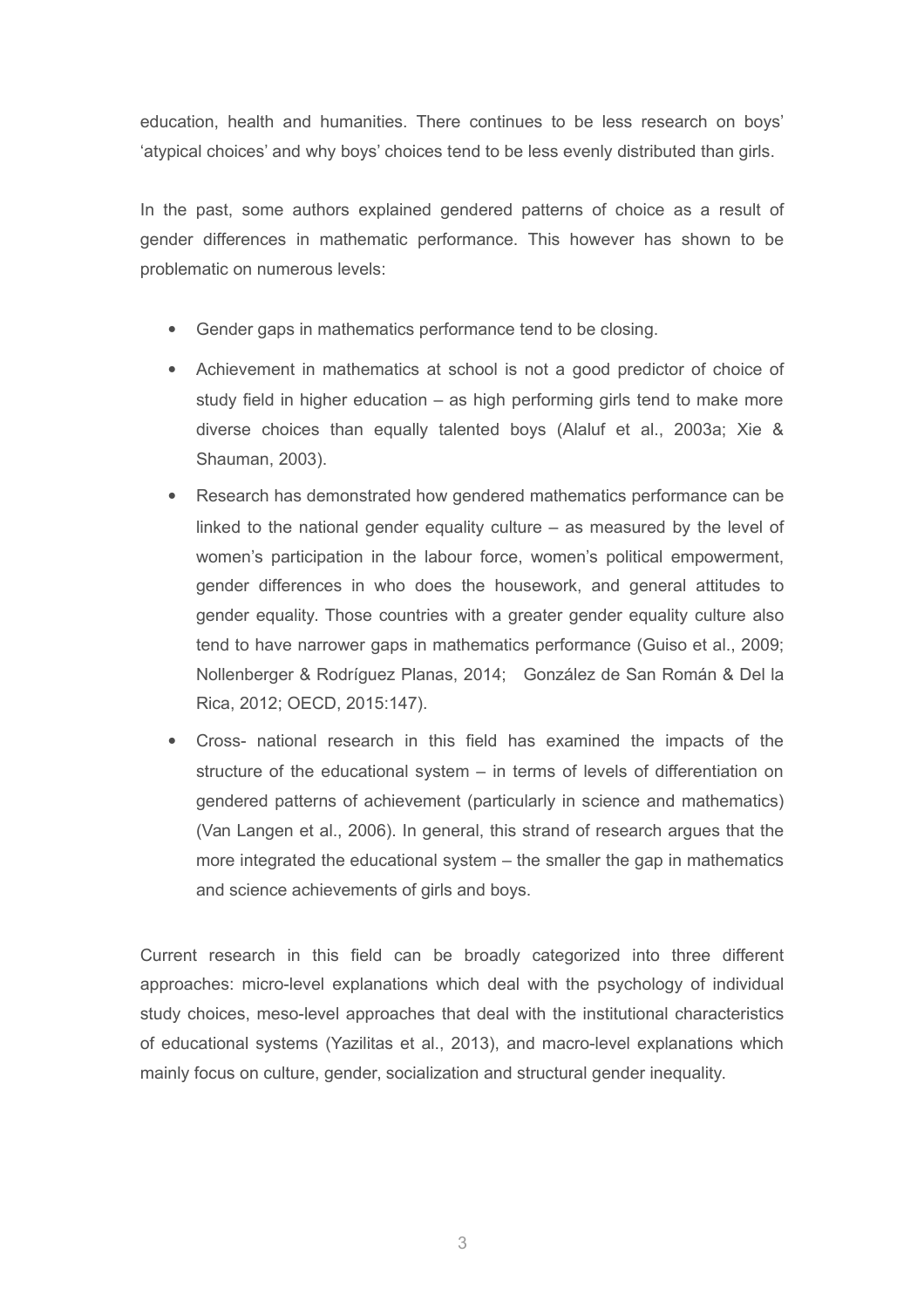education, health and humanities. There continues to be less research on boys' 'atypical choices' and why boys' choices tend to be less evenly distributed than girls.

In the past, some authors explained gendered patterns of choice as a result of gender differences in mathematic performance. This however has shown to be problematic on numerous levels:

- Gender gaps in mathematics performance tend to be closing.
- Achievement in mathematics at school is not a good predictor of choice of study field in higher education – as high performing girls tend to make more diverse choices than equally talented boys (Alaluf et al., 2003a; Xie & Shauman, 2003).
- Research has demonstrated how gendered mathematics performance can be linked to the national gender equality culture – as measured by the level of women's participation in the labour force, women's political empowerment, gender differences in who does the housework, and general attitudes to gender equality. Those countries with a greater gender equality culture also tend to have narrower gaps in mathematics performance (Guiso et al., 2009; Nollenberger & Rodríguez Planas, 2014; González de San Román & Del la Rica, 2012; OECD, 2015:147).
- Cross- national research in this field has examined the impacts of the structure of the educational system – in terms of levels of differentiation on gendered patterns of achievement (particularly in science and mathematics) (Van Langen et al., 2006). In general, this strand of research argues that the more integrated the educational system – the smaller the gap in mathematics and science achievements of girls and boys.

Current research in this field can be broadly categorized into three different approaches: micro-level explanations which deal with the psychology of individual study choices, meso-level approaches that deal with the institutional characteristics of educational systems (Yazilitas et al., 2013), and macro-level explanations which mainly focus on culture, gender, socialization and structural gender inequality.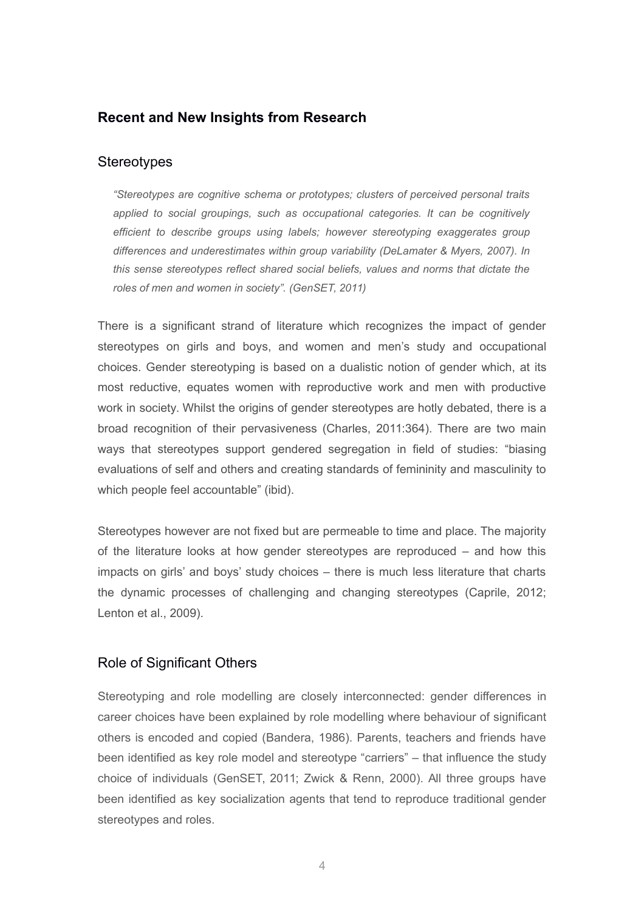## Recent and New Insights from Research

### Stereotypes

> *"Stereotypes are cognitive schema or prototypes; clusters of perceived personal traits applied to social groupings, such as occupational categories. It can be cognitively efficient to describe groups using labels; however stereotyping exaggerates group differences and underestimates within group variability (DeLamater & Myers, 2007). In this sense stereotypes reflect shared social beliefs, values and norms that dictate the roles of men and women in society". (GenSET, 2011)*

There is a significant strand of literature which recognizes the impact of gender stereotypes on girls and boys, and women and men's study and occupational choices. Gender stereotyping is based on a dualistic notion of gender which, at its most reductive, equates women with reproductive work and men with productive work in society. Whilst the origins of gender stereotypes are hotly debated, there is a broad recognition of their pervasiveness (Charles, 2011:364). There are two main ways that stereotypes support gendered segregation in field of studies: "biasing evaluations of self and others and creating standards of femininity and masculinity to which people feel accountable" (ibid).

Stereotypes however are not fixed but are permeable to time and place. The majority of the literature looks at how gender stereotypes are reproduced – and how this impacts on girls' and boys' study choices – there is much less literature that charts the dynamic processes of challenging and changing stereotypes (Caprile, 2012; Lenton et al., 2009).

### Role of Significant Others

Stereotyping and role modelling are closely interconnected: gender differences in career choices have been explained by role modelling where behaviour of significant others is encoded and copied (Bandera, 1986). Parents, teachers and friends have been identified as key role model and stereotype "carriers" – that influence the study choice of individuals (GenSET, 2011; Zwick & Renn, 2000). All three groups have been identified as key socialization agents that tend to reproduce traditional gender stereotypes and roles.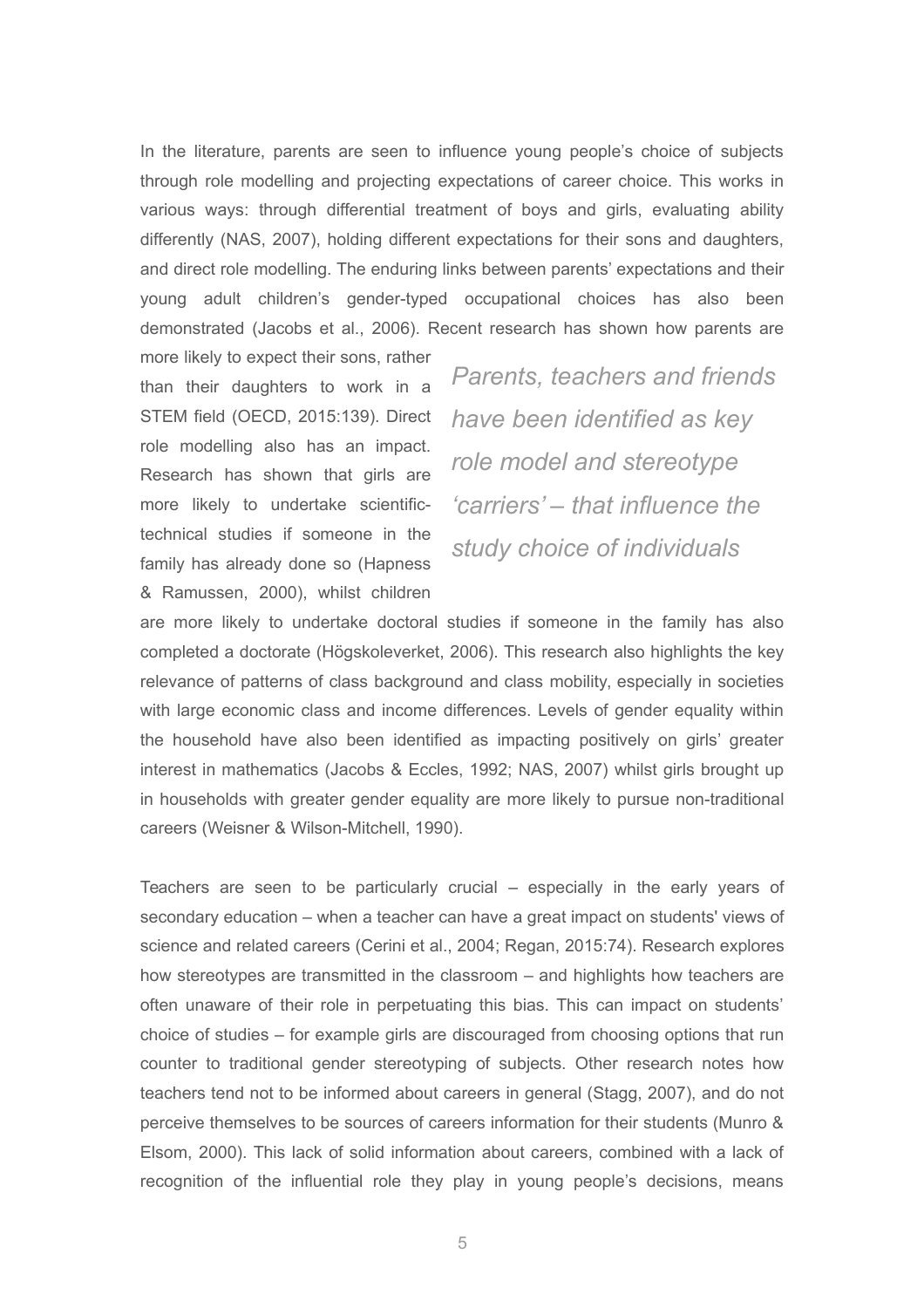In the literature, parents are seen to influence young people's choice of subjects through role modelling and projecting expectations of career choice. This works in various ways: through differential treatment of boys and girls, evaluating ability differently (NAS, 2007), holding different expectations for their sons and daughters, and direct role modelling. The enduring links between parents' expectations and their young adult children's gender-typed occupational choices has also been demonstrated (Jacobs et al., 2006). Recent research has shown how parents are more likely to expect their sons, rather than their daughters to work in a STEM field (OECD, 2015:139). Direct role modelling also has an impact. Research has shown that girls are more likely to undertake scientific-technical studies if someone in the family has already done so (Hapness & Ramussen, 2000), whilst children are more likely to undertake doctoral studies if someone in the family has also completed a doctorate (Högskoleverket, 2006). This research also highlights the key relevance of patterns of class background and class mobility, especially in societies with large economic class and income differences. Levels of gender equality within the household have also been identified as impacting positively on girls' greater interest in mathematics (Jacobs & Eccles, 1992; NAS, 2007) whilst girls brought up in households with greater gender equality are more likely to pursue non-traditional careers (Weisner & Wilson-Mitchell, 1990).

> *Parents, teachers and friends have been identified as key role model and stereotype 'carriers' – that influence the study choice of individuals*

Teachers are seen to be particularly crucial – especially in the early years of secondary education – when a teacher can have a great impact on students' views of science and related careers (Cerini et al., 2004; Regan, 2015:74). Research explores how stereotypes are transmitted in the classroom – and highlights how teachers are often unaware of their role in perpetuating this bias. This can impact on students' choice of studies – for example girls are discouraged from choosing options that run counter to traditional gender stereotyping of subjects. Other research notes how teachers tend not to be informed about careers in general (Stagg, 2007), and do not perceive themselves to be sources of careers information for their students (Munro & Elsom, 2000). This lack of solid information about careers, combined with a lack of recognition of the influential role they play in young people's decisions, means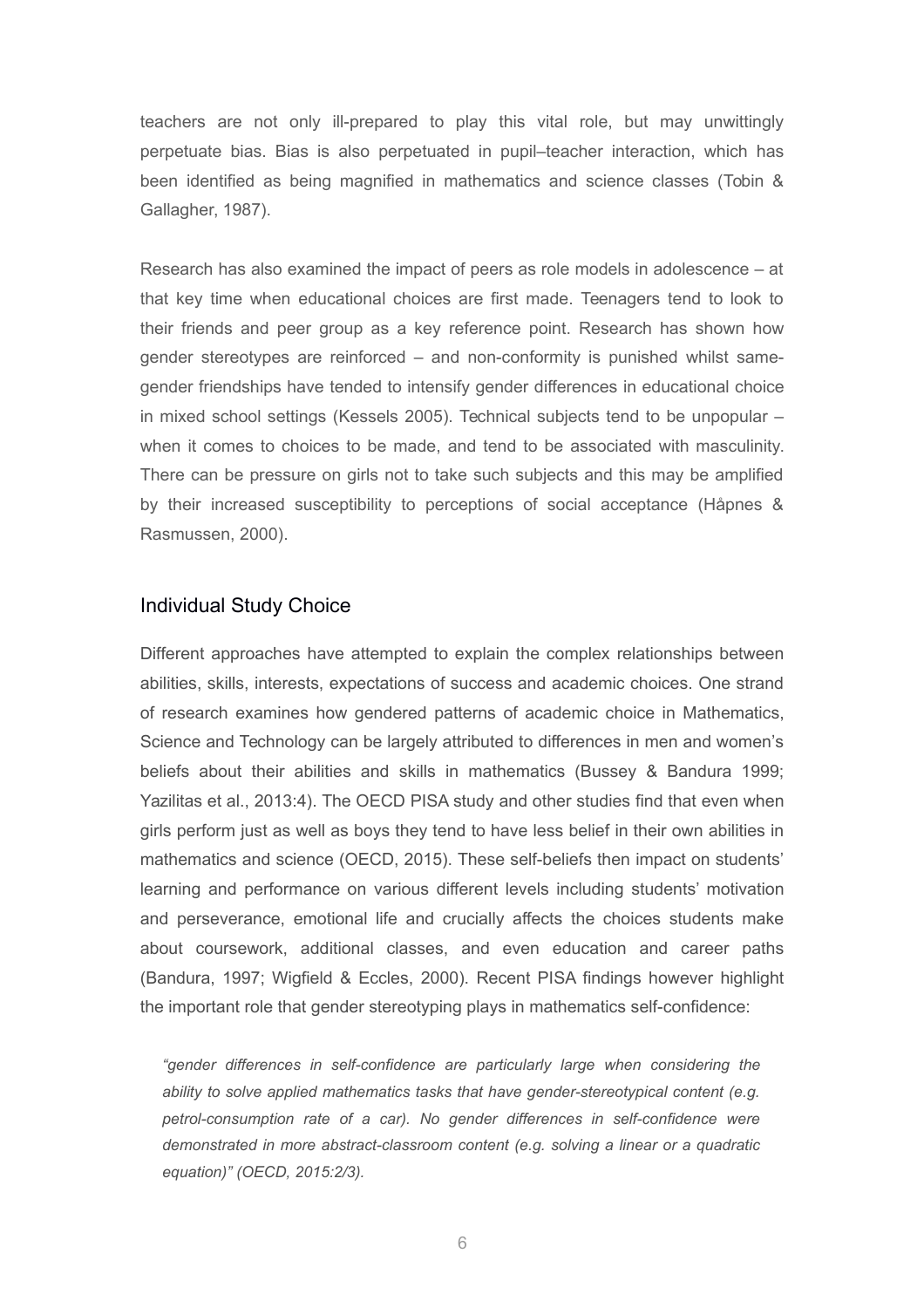teachers are not only ill-prepared to play this vital role, but may unwittingly perpetuate bias. Bias is also perpetuated in pupil–teacher interaction, which has been identified as being magnified in mathematics and science classes (Tobin & Gallagher, 1987).

Research has also examined the impact of peers as role models in adolescence – at that key time when educational choices are first made. Teenagers tend to look to their friends and peer group as a key reference point. Research has shown how gender stereotypes are reinforced – and non-conformity is punished whilst same-gender friendships have tended to intensify gender differences in educational choice in mixed school settings (Kessels 2005). Technical subjects tend to be unpopular – when it comes to choices to be made, and tend to be associated with masculinity. There can be pressure on girls not to take such subjects and this may be amplified by their increased susceptibility to perceptions of social acceptance (Håpnes & Rasmussen, 2000).

## Individual Study Choice

Different approaches have attempted to explain the complex relationships between abilities, skills, interests, expectations of success and academic choices. One strand of research examines how gendered patterns of academic choice in Mathematics, Science and Technology can be largely attributed to differences in men and women's beliefs about their abilities and skills in mathematics (Bussey & Bandura 1999; Yazilitas et al., 2013:4). The OECD PISA study and other studies find that even when girls perform just as well as boys they tend to have less belief in their own abilities in mathematics and science (OECD, 2015). These self-beliefs then impact on students' learning and performance on various different levels including students' motivation and perseverance, emotional life and crucially affects the choices students make about coursework, additional classes, and even education and career paths (Bandura, 1997; Wigfield & Eccles, 2000). Recent PISA findings however highlight the important role that gender stereotyping plays in mathematics self-confidence:

> *"gender differences in self-confidence are particularly large when considering the ability to solve applied mathematics tasks that have gender-stereotypical content (e.g. petrol-consumption rate of a car). No gender differences in self-confidence were demonstrated in more abstract-classroom content (e.g. solving a linear or a quadratic equation)" (OECD, 2015:2/3).*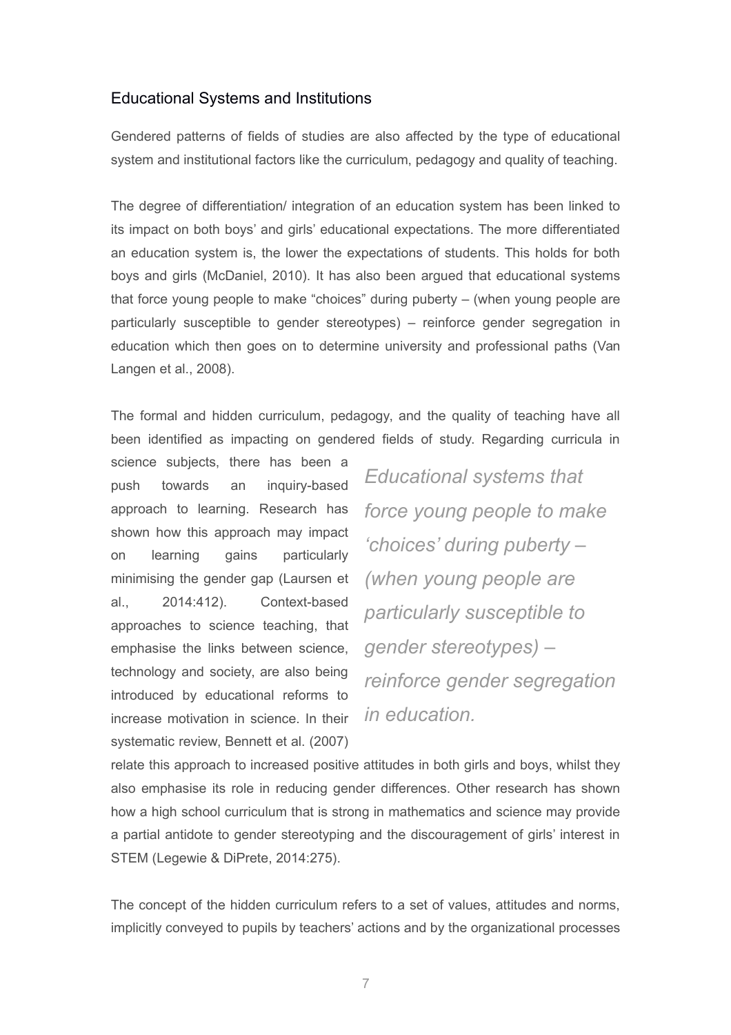## Educational Systems and Institutions

Gendered patterns of fields of studies are also affected by the type of educational system and institutional factors like the curriculum, pedagogy and quality of teaching.

The degree of differentiation/ integration of an education system has been linked to its impact on both boys' and girls' educational expectations. The more differentiated an education system is, the lower the expectations of students. This holds for both boys and girls (McDaniel, 2010). It has also been argued that educational systems that force young people to make "choices" during puberty – (when young people are particularly susceptible to gender stereotypes) – reinforce gender segregation in education which then goes on to determine university and professional paths (Van Langen et al., 2008).

The formal and hidden curriculum, pedagogy, and the quality of teaching have all been identified as impacting on gendered fields of study. Regarding curricula in science subjects, there has been a push towards an inquiry-based approach to learning. Research has shown how this approach may impact on learning gains particularly minimising the gender gap (Laursen et al., 2014:412). Context-based approaches to science teaching, that emphasise the links between science, technology and society, are also being introduced by educational reforms to increase motivation in science. In their systematic review, Bennett et al. (2007) relate this approach to increased positive attitudes in both girls and boys, whilst they also emphasise its role in reducing gender differences. Other research has shown how a high school curriculum that is strong in mathematics and science may provide a partial antidote to gender stereotyping and the discouragement of girls' interest in STEM (Legewie & DiPrete, 2014:275).

> *Educational systems that force young people to make 'choices' during puberty – (when young people are particularly susceptible to gender stereotypes) – reinforce gender segregation in education.*

The concept of the hidden curriculum refers to a set of values, attitudes and norms, implicitly conveyed to pupils by teachers' actions and by the organizational processes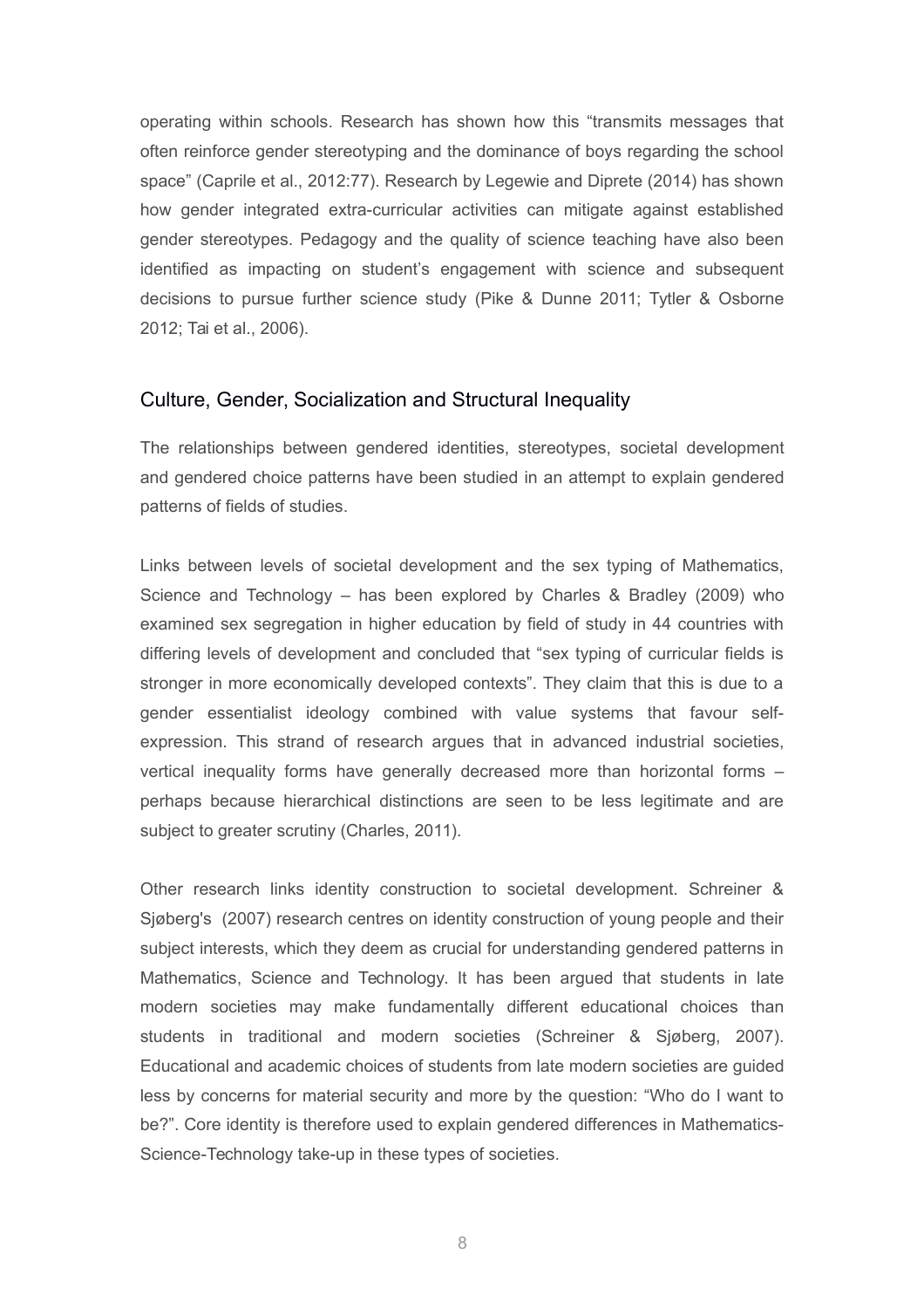operating within schools. Research has shown how this "transmits messages that often reinforce gender stereotyping and the dominance of boys regarding the school space" (Caprile et al., 2012:77). Research by Legewie and Diprete (2014) has shown how gender integrated extra-curricular activities can mitigate against established gender stereotypes. Pedagogy and the quality of science teaching have also been identified as impacting on student's engagement with science and subsequent decisions to pursue further science study (Pike & Dunne 2011; Tytler & Osborne 2012; Tai et al., 2006).

## Culture, Gender, Socialization and Structural Inequality

The relationships between gendered identities, stereotypes, societal development and gendered choice patterns have been studied in an attempt to explain gendered patterns of fields of studies.

Links between levels of societal development and the sex typing of Mathematics, Science and Technology – has been explored by Charles & Bradley (2009) who examined sex segregation in higher education by field of study in 44 countries with differing levels of development and concluded that "sex typing of curricular fields is stronger in more economically developed contexts". They claim that this is due to a gender essentialist ideology combined with value systems that favour self-expression. This strand of research argues that in advanced industrial societies, vertical inequality forms have generally decreased more than horizontal forms – perhaps because hierarchical distinctions are seen to be less legitimate and are subject to greater scrutiny (Charles, 2011).

Other research links identity construction to societal development. Schreiner & Sjøberg's (2007) research centres on identity construction of young people and their subject interests, which they deem as crucial for understanding gendered patterns in Mathematics, Science and Technology. It has been argued that students in late modern societies may make fundamentally different educational choices than students in traditional and modern societies (Schreiner & Sjøberg, 2007). Educational and academic choices of students from late modern societies are guided less by concerns for material security and more by the question: "Who do I want to be?". Core identity is therefore used to explain gendered differences in Mathematics-Science-Technology take-up in these types of societies.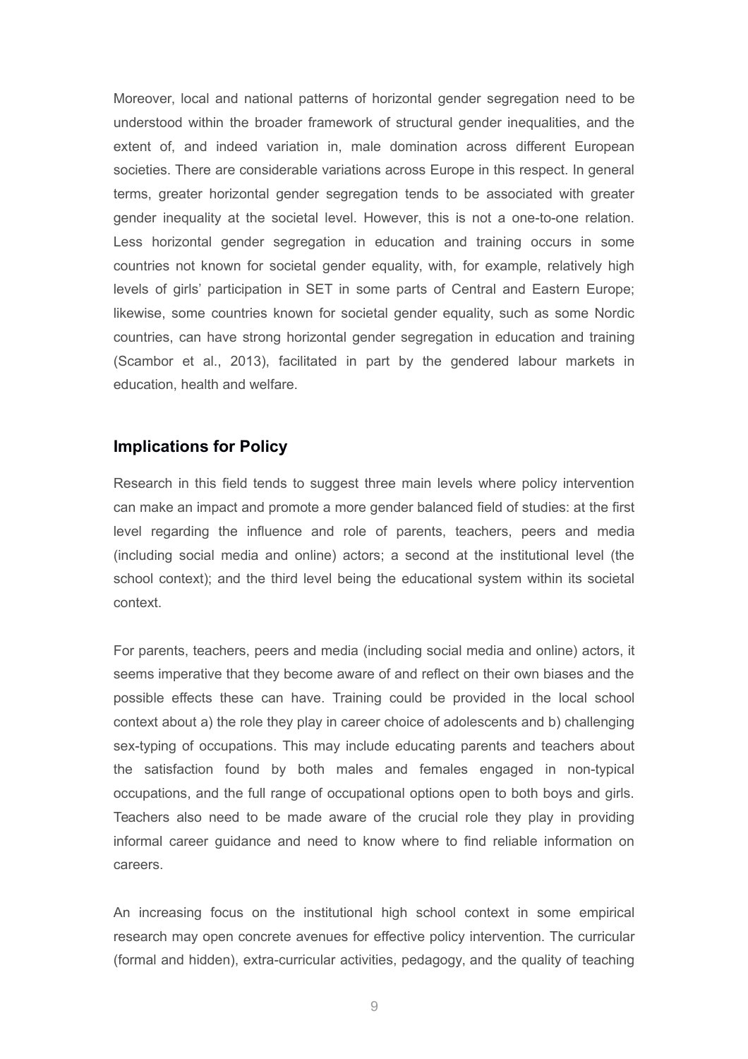Moreover, local and national patterns of horizontal gender segregation need to be understood within the broader framework of structural gender inequalities, and the extent of, and indeed variation in, male domination across different European societies. There are considerable variations across Europe in this respect. In general terms, greater horizontal gender segregation tends to be associated with greater gender inequality at the societal level. However, this is not a one-to-one relation. Less horizontal gender segregation in education and training occurs in some countries not known for societal gender equality, with, for example, relatively high levels of girls' participation in SET in some parts of Central and Eastern Europe; likewise, some countries known for societal gender equality, such as some Nordic countries, can have strong horizontal gender segregation in education and training (Scambor et al., 2013), facilitated in part by the gendered labour markets in education, health and welfare.

## Implications for Policy

Research in this field tends to suggest three main levels where policy intervention can make an impact and promote a more gender balanced field of studies: at the first level regarding the influence and role of parents, teachers, peers and media (including social media and online) actors; a second at the institutional level (the school context); and the third level being the educational system within its societal context.

For parents, teachers, peers and media (including social media and online) actors, it seems imperative that they become aware of and reflect on their own biases and the possible effects these can have. Training could be provided in the local school context about a) the role they play in career choice of adolescents and b) challenging sex-typing of occupations. This may include educating parents and teachers about the satisfaction found by both males and females engaged in non-typical occupations, and the full range of occupational options open to both boys and girls. Teachers also need to be made aware of the crucial role they play in providing informal career guidance and need to know where to find reliable information on careers.

An increasing focus on the institutional high school context in some empirical research may open concrete avenues for effective policy intervention. The curricular (formal and hidden), extra-curricular activities, pedagogy, and the quality of teaching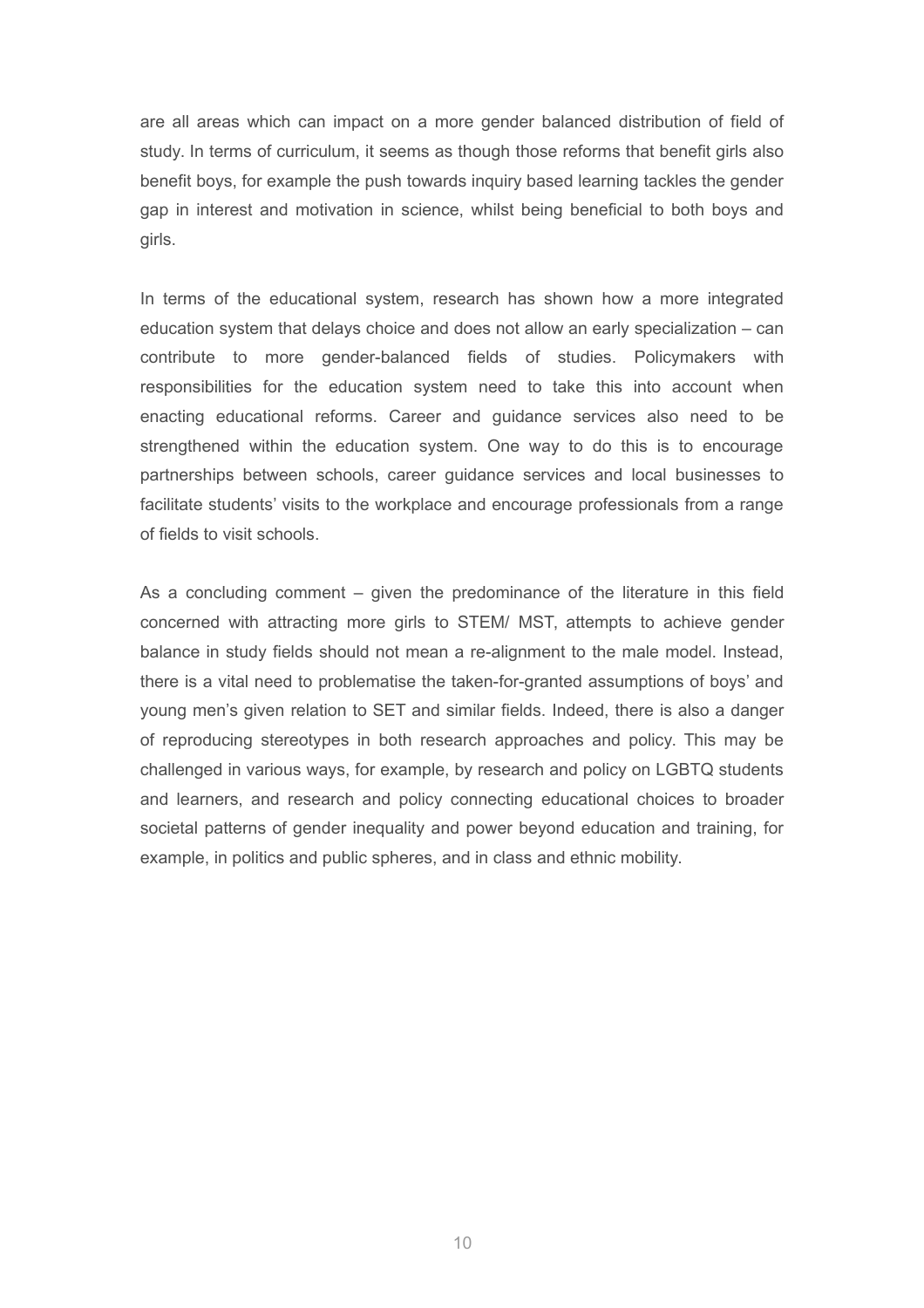are all areas which can impact on a more gender balanced distribution of field of study. In terms of curriculum, it seems as though those reforms that benefit girls also benefit boys, for example the push towards inquiry based learning tackles the gender gap in interest and motivation in science, whilst being beneficial to both boys and girls.

In terms of the educational system, research has shown how a more integrated education system that delays choice and does not allow an early specialization – can contribute to more gender-balanced fields of studies. Policymakers with responsibilities for the education system need to take this into account when enacting educational reforms. Career and guidance services also need to be strengthened within the education system. One way to do this is to encourage partnerships between schools, career guidance services and local businesses to facilitate students' visits to the workplace and encourage professionals from a range of fields to visit schools.

As a concluding comment – given the predominance of the literature in this field concerned with attracting more girls to STEM/ MST, attempts to achieve gender balance in study fields should not mean a re-alignment to the male model. Instead, there is a vital need to problematise the taken-for-granted assumptions of boys' and young men's given relation to SET and similar fields. Indeed, there is also a danger of reproducing stereotypes in both research approaches and policy. This may be challenged in various ways, for example, by research and policy on LGBTQ students and learners, and research and policy connecting educational choices to broader societal patterns of gender inequality and power beyond education and training, for example, in politics and public spheres, and in class and ethnic mobility.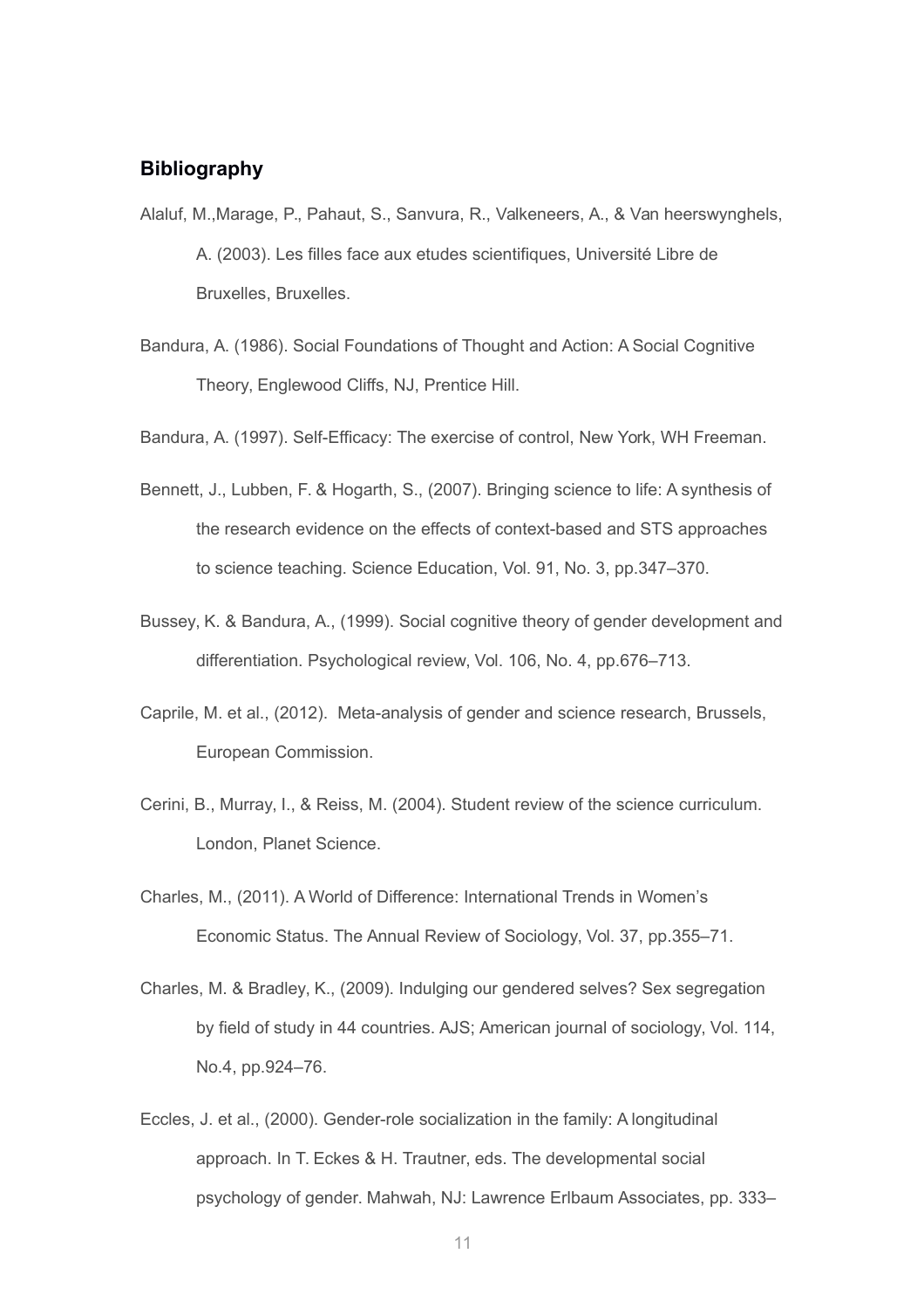## Bibliography

Alaluf, M.,Marage, P., Pahaut, S., Sanvura, R., Valkeneers, A., & Van heerswynghels, A. (2003). Les filles face aux etudes scientifiques, Université Libre de Bruxelles, Bruxelles.

Bandura, A. (1986). Social Foundations of Thought and Action: A Social Cognitive Theory, Englewood Cliffs, NJ, Prentice Hill.

Bandura, A. (1997). Self-Efficacy: The exercise of control, New York, WH Freeman.

Bennett, J., Lubben, F. & Hogarth, S., (2007). Bringing science to life: A synthesis of the research evidence on the effects of context-based and STS approaches to science teaching. Science Education, Vol. 91, No. 3, pp.347–370.

Bussey, K. & Bandura, A., (1999). Social cognitive theory of gender development and differentiation. Psychological review, Vol. 106, No. 4, pp.676–713.

Caprile, M. et al., (2012). Meta-analysis of gender and science research, Brussels, European Commission.

Cerini, B., Murray, I., & Reiss, M. (2004). Student review of the science curriculum. London, Planet Science.

Charles, M., (2011). A World of Difference: International Trends in Women's Economic Status. The Annual Review of Sociology, Vol. 37, pp.355–71.

Charles, M. & Bradley, K., (2009). Indulging our gendered selves? Sex segregation by field of study in 44 countries. AJS; American journal of sociology, Vol. 114, No.4, pp.924–76.

Eccles, J. et al., (2000). Gender-role socialization in the family: A longitudinal approach. In T. Eckes & H. Trautner, eds. The developmental social psychology of gender. Mahwah, NJ: Lawrence Erlbaum Associates, pp. 333–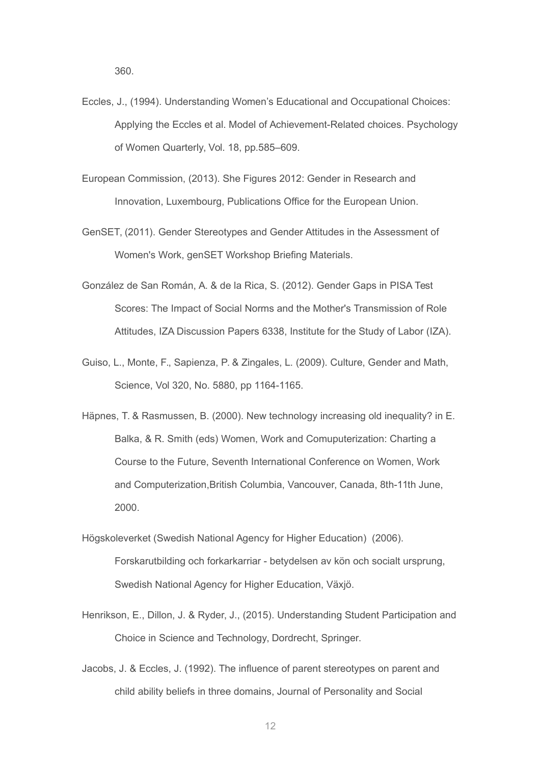360.

Eccles, J., (1994). Understanding Women's Educational and Occupational Choices: Applying the Eccles et al. Model of Achievement-Related choices. Psychology of Women Quarterly, Vol. 18, pp.585–609.

European Commission, (2013). She Figures 2012: Gender in Research and Innovation, Luxembourg, Publications Office for the European Union.

GenSET, (2011). Gender Stereotypes and Gender Attitudes in the Assessment of Women's Work, genSET Workshop Briefing Materials.

González de San Román, A. & de la Rica, S. (2012). Gender Gaps in PISA Test Scores: The Impact of Social Norms and the Mother's Transmission of Role Attitudes, IZA Discussion Papers 6338, Institute for the Study of Labor (IZA).

Guiso, L., Monte, F., Sapienza, P. & Zingales, L. (2009). Culture, Gender and Math, Science, Vol 320, No. 5880, pp 1164-1165.

Häpnes, T. & Rasmussen, B. (2000). New technology increasing old inequality? in E. Balka, & R. Smith (eds) Women, Work and Comuputerization: Charting a Course to the Future, Seventh International Conference on Women, Work and Computerization,British Columbia, Vancouver, Canada, 8th-11th June, 2000.

Högskoleverket (Swedish National Agency for Higher Education) (2006). Forskarutbilding och forkarkarriar - betydelsen av kön och socialt ursprung, Swedish National Agency for Higher Education, Växjö.

Henrikson, E., Dillon, J. & Ryder, J., (2015). Understanding Student Participation and Choice in Science and Technology, Dordrecht, Springer.

Jacobs, J. & Eccles, J. (1992). The influence of parent stereotypes on parent and child ability beliefs in three domains, Journal of Personality and Social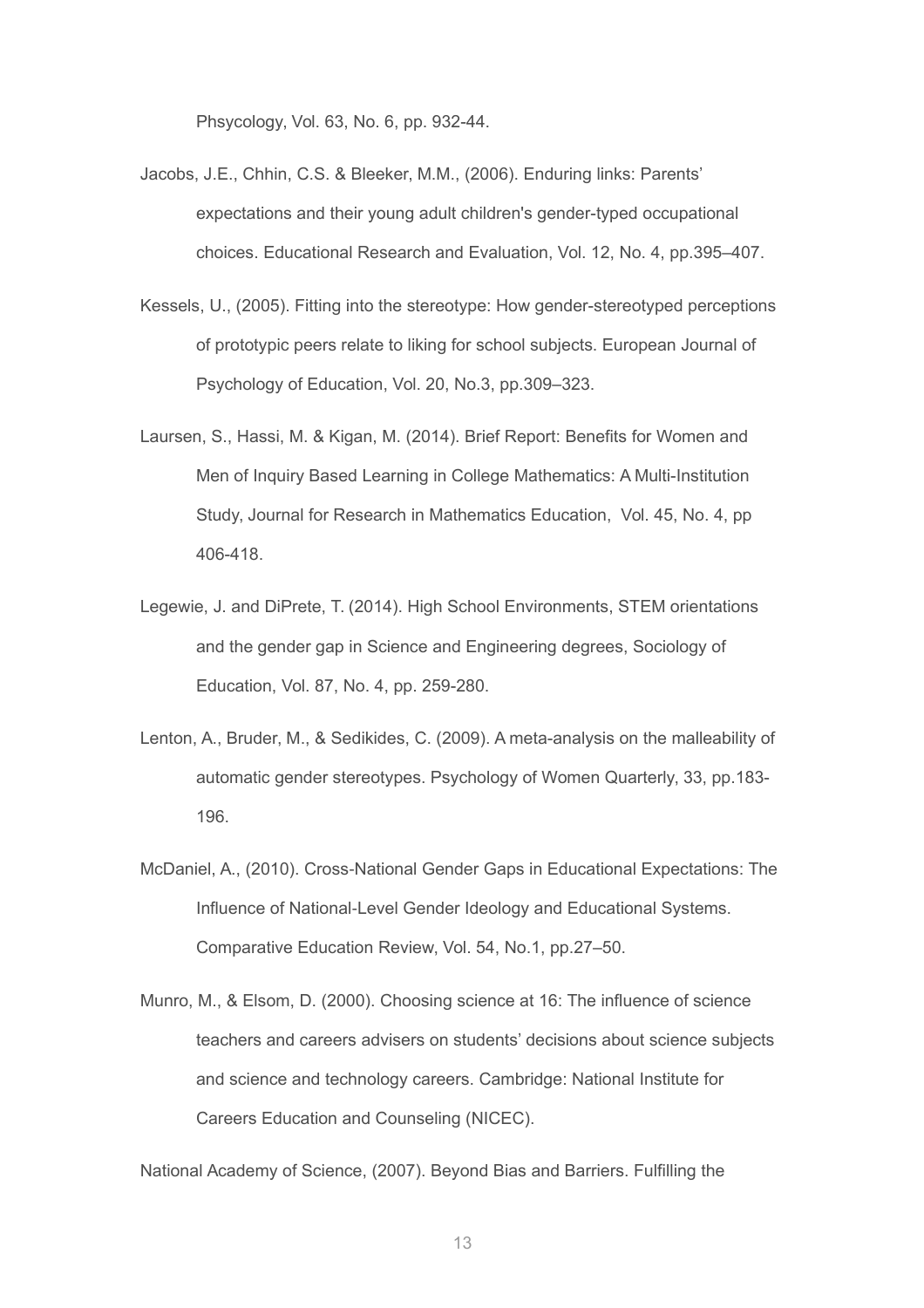Phsycology, Vol. 63, No. 6, pp. 932-44.

Jacobs, J.E., Chhin, C.S. & Bleeker, M.M., (2006). Enduring links: Parents' expectations and their young adult children's gender-typed occupational choices. Educational Research and Evaluation, Vol. 12, No. 4, pp.395–407.

Kessels, U., (2005). Fitting into the stereotype: How gender-stereotyped perceptions of prototypic peers relate to liking for school subjects. European Journal of Psychology of Education, Vol. 20, No.3, pp.309–323.

Laursen, S., Hassi, M. & Kigan, M. (2014). Brief Report: Benefits for Women and Men of Inquiry Based Learning in College Mathematics: A Multi-Institution Study, Journal for Research in Mathematics Education, Vol. 45, No. 4, pp 406-418.

Legewie, J. and DiPrete, T. (2014). High School Environments, STEM orientations and the gender gap in Science and Engineering degrees, Sociology of Education, Vol. 87, No. 4, pp. 259-280.

Lenton, A., Bruder, M., & Sedikides, C. (2009). A meta-analysis on the malleability of automatic gender stereotypes. Psychology of Women Quarterly, 33, pp.183-196.

McDaniel, A., (2010). Cross-National Gender Gaps in Educational Expectations: The Influence of National-Level Gender Ideology and Educational Systems. Comparative Education Review, Vol. 54, No.1, pp.27–50.

Munro, M., & Elsom, D. (2000). Choosing science at 16: The influence of science teachers and careers advisers on students' decisions about science subjects and science and technology careers. Cambridge: National Institute for Careers Education and Counseling (NICEC).

National Academy of Science, (2007). Beyond Bias and Barriers. Fulfilling the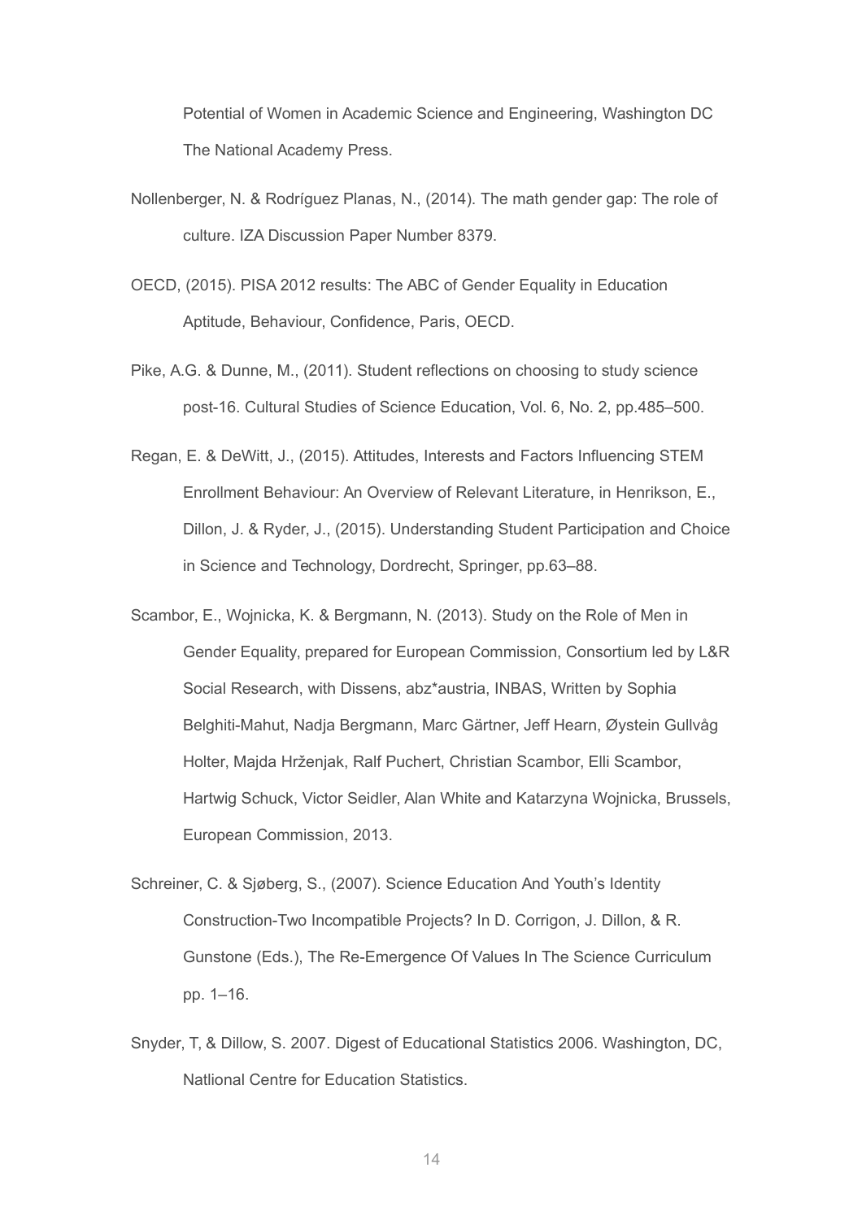Potential of Women in Academic Science and Engineering, Washington DC The National Academy Press.

Nollenberger, N. & Rodríguez Planas, N., (2014). The math gender gap: The role of culture. IZA Discussion Paper Number 8379.

OECD, (2015). PISA 2012 results: The ABC of Gender Equality in Education Aptitude, Behaviour, Confidence, Paris, OECD.

Pike, A.G. & Dunne, M., (2011). Student reflections on choosing to study science post-16. Cultural Studies of Science Education, Vol. 6, No. 2, pp.485–500.

Regan, E. & DeWitt, J., (2015). Attitudes, Interests and Factors Influencing STEM Enrollment Behaviour: An Overview of Relevant Literature, in Henrikson, E., Dillon, J. & Ryder, J., (2015). Understanding Student Participation and Choice in Science and Technology, Dordrecht, Springer, pp.63–88.

Scambor, E., Wojnicka, K. & Bergmann, N. (2013). Study on the Role of Men in Gender Equality, prepared for European Commission, Consortium led by L&R Social Research, with Dissens, abz*austria, INBAS, Written by Sophia Belghiti-Mahut, Nadja Bergmann, Marc Gärtner, Jeff Hearn, Øystein Gullvåg Holter, Majda Hrženjak, Ralf Puchert, Christian Scambor, Elli Scambor, Hartwig Schuck, Victor Seidler, Alan White and Katarzyna Wojnicka, Brussels, European Commission, 2013.

Schreiner, C. & Sjøberg, S., (2007). Science Education And Youth's Identity Construction-Two Incompatible Projects? In D. Corrigon, J. Dillon, & R. Gunstone (Eds.), The Re-Emergence Of Values In The Science Curriculum pp. 1–16.

Snyder, T, & Dillow, S. 2007. Digest of Educational Statistics 2006. Washington, DC, Natlional Centre for Education Statistics.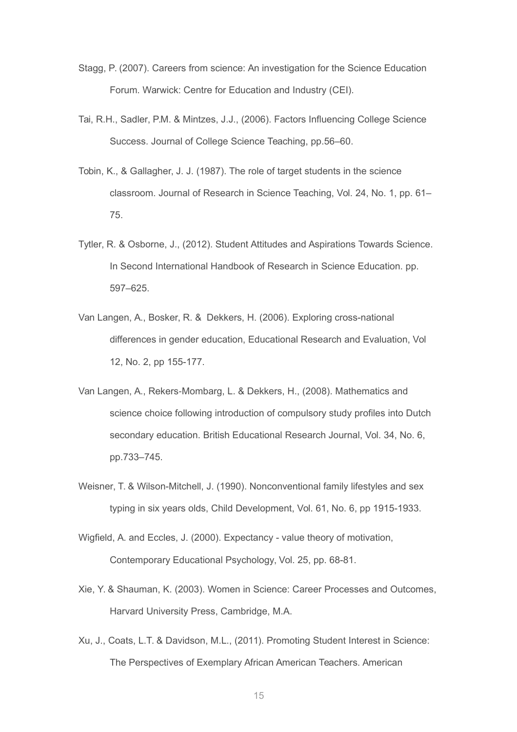Stagg, P. (2007). Careers from science: An investigation for the Science Education Forum. Warwick: Centre for Education and Industry (CEI).

Tai, R.H., Sadler, P.M. & Mintzes, J.J., (2006). Factors Influencing College Science Success. Journal of College Science Teaching, pp.56–60.

Tobin, K., & Gallagher, J. J. (1987). The role of target students in the science classroom. Journal of Research in Science Teaching, Vol. 24, No. 1, pp. 61–75.

Tytler, R. & Osborne, J., (2012). Student Attitudes and Aspirations Towards Science. In Second International Handbook of Research in Science Education. pp. 597–625.

Van Langen, A., Bosker, R. & Dekkers, H. (2006). Exploring cross-national differences in gender education, Educational Research and Evaluation, Vol 12, No. 2, pp 155-177.

Van Langen, A., Rekers-Mombarg, L. & Dekkers, H., (2008). Mathematics and science choice following introduction of compulsory study profiles into Dutch secondary education. British Educational Research Journal, Vol. 34, No. 6, pp.733–745.

Weisner, T. & Wilson-Mitchell, J. (1990). Nonconventional family lifestyles and sex typing in six years olds, Child Development, Vol. 61, No. 6, pp 1915-1933.

Wigfield, A. and Eccles, J. (2000). Expectancy - value theory of motivation, Contemporary Educational Psychology, Vol. 25, pp. 68-81.

Xie, Y. & Shauman, K. (2003). Women in Science: Career Processes and Outcomes, Harvard University Press, Cambridge, M.A.

Xu, J., Coats, L.T. & Davidson, M.L., (2011). Promoting Student Interest in Science: The Perspectives of Exemplary African American Teachers. American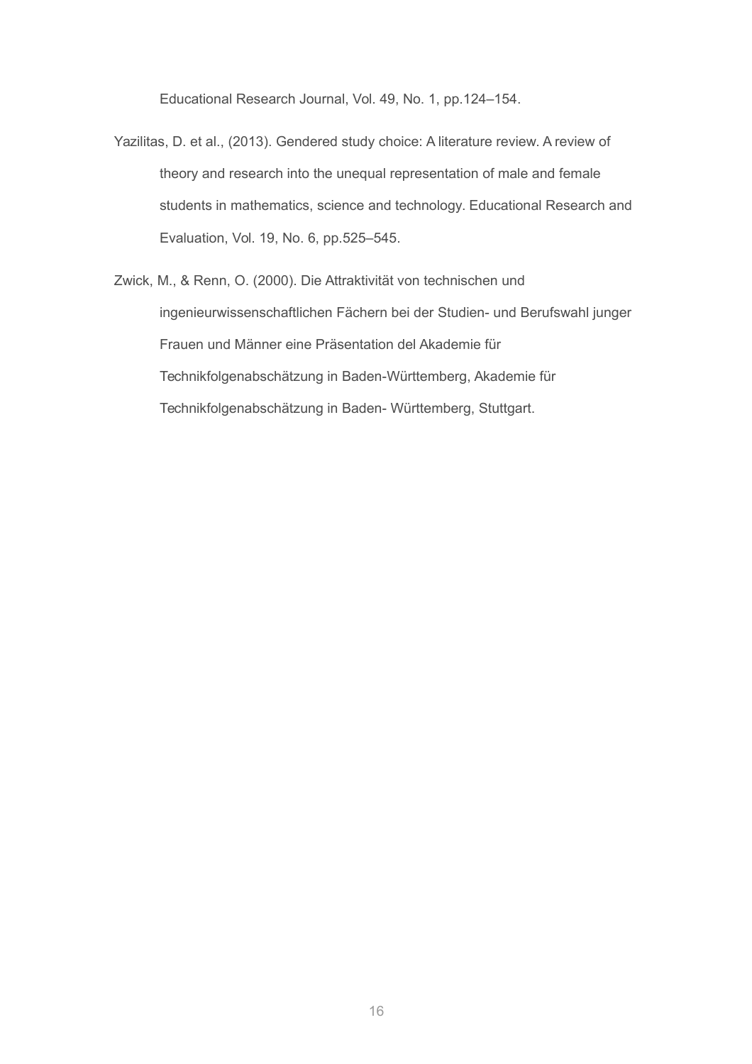Educational Research Journal, Vol. 49, No. 1, pp.124–154.

Yazilitas, D. et al., (2013). Gendered study choice: A literature review. A review of theory and research into the unequal representation of male and female students in mathematics, science and technology. Educational Research and Evaluation, Vol. 19, No. 6, pp.525–545.

Zwick, M., & Renn, O. (2000). Die Attraktivität von technischen und ingenieurwissenschaftlichen Fächern bei der Studien- und Berufswahl junger Frauen und Männer eine Präsentation del Akademie für Technikfolgenabschätzung in Baden-Württemberg, Akademie für Technikfolgenabschätzung in Baden- Württemberg, Stuttgart.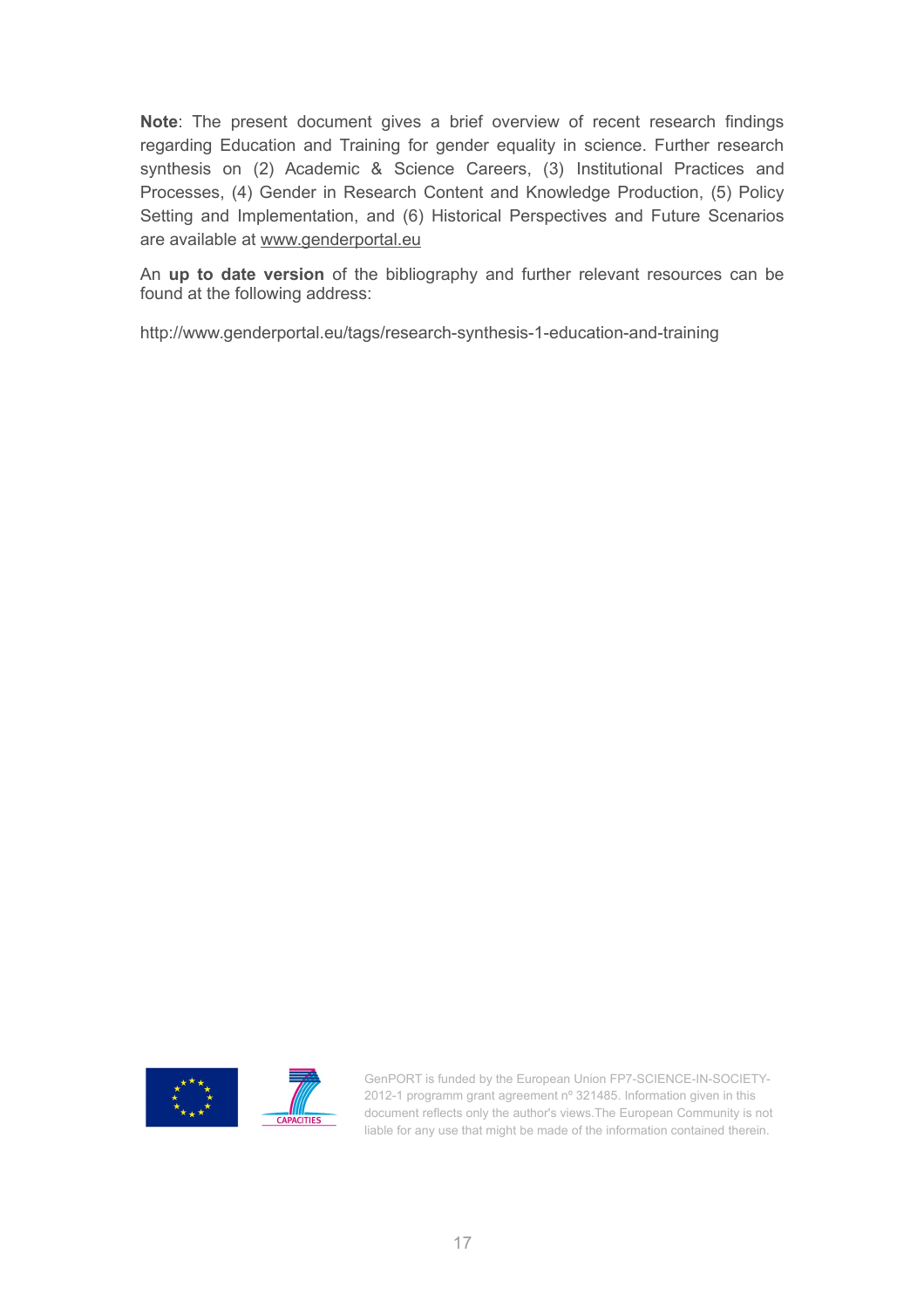**Note**: The present document gives a brief overview of recent research findings regarding Education and Training for gender equality in science. Further research synthesis on (2) Academic & Science Careers, (3) Institutional Practices and Processes, (4) Gender in Research Content and Knowledge Production, (5) Policy Setting and Implementation, and (6) Historical Perspectives and Future Scenarios are available at www.genderportal.eu

An **up to date version** of the bibliography and further relevant resources can be found at the following address:

http://www.genderportal.eu/tags/research-synthesis-1-education-and-training

CAPACITIES

GenPORT is funded by the European Union FP7-SCIENCE-IN-SOCIETY-2012-1 programm grant agreement nº 321485. Information given in this document reflects only the author's views.The European Community is not liable for any use that might be made of the information contained therein.